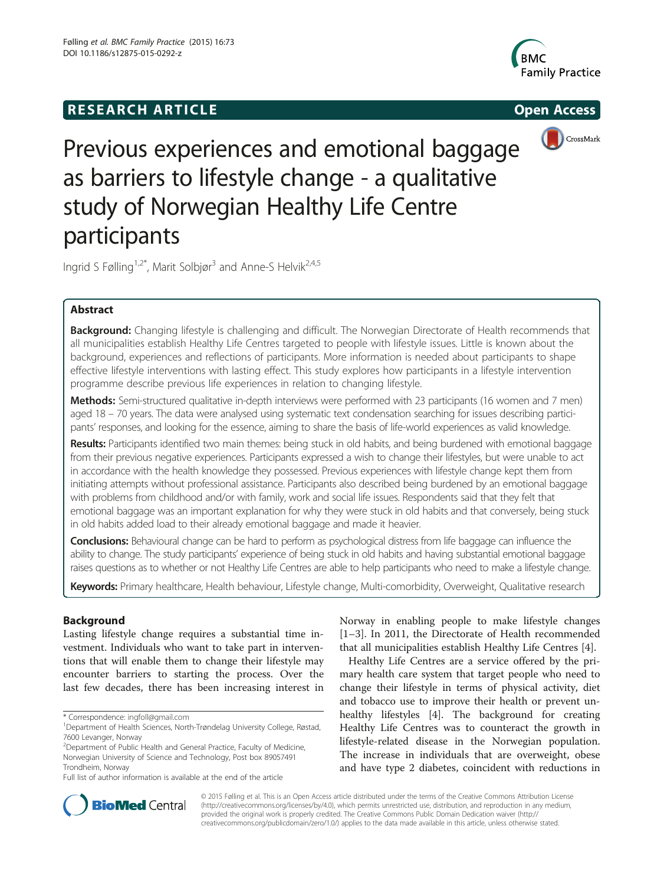RESEARCH ARTICLE Open Access

# Previous experiences and emotional baggage as barriers to lifestyle change - a qualitative study of Norwegian Healthy Life Centre participants

Ingrid S Følling[1,2*], Marit Solbjør[3] and Anne-S Helvik[2,4,5]

## Abstract

**Background:** Changing lifestyle is challenging and difficult. The Norwegian Directorate of Health recommends that all municipalities establish Healthy Life Centres targeted to people with lifestyle issues. Little is known about the background, experiences and reflections of participants. More information is needed about participants to shape effective lifestyle interventions with lasting effect. This study explores how participants in a lifestyle intervention programme describe previous life experiences in relation to changing lifestyle.

**Methods:** Semi-structured qualitative in-depth interviews were performed with 23 participants (16 women and 7 men) aged 18 – 70 years. The data were analysed using systematic text condensation searching for issues describing participants' responses, and looking for the essence, aiming to share the basis of life-world experiences as valid knowledge.

**Results:** Participants identified two main themes: being stuck in old habits, and being burdened with emotional baggage from their previous negative experiences. Participants expressed a wish to change their lifestyles, but were unable to act in accordance with the health knowledge they possessed. Previous experiences with lifestyle change kept them from initiating attempts without professional assistance. Participants also described being burdened by an emotional baggage with problems from childhood and/or with family, work and social life issues. Respondents said that they felt that emotional baggage was an important explanation for why they were stuck in old habits and that conversely, being stuck in old habits added load to their already emotional baggage and made it heavier.

**Conclusions:** Behavioural change can be hard to perform as psychological distress from life baggage can influence the ability to change. The study participants' experience of being stuck in old habits and having substantial emotional baggage raises questions as to whether or not Healthy Life Centres are able to help participants who need to make a lifestyle change.

**Keywords:** Primary healthcare, Health behaviour, Lifestyle change, Multi-comorbidity, Overweight, Qualitative research

## Background

Lasting lifestyle change requires a substantial time investment. Individuals who want to take part in interventions that will enable them to change their lifestyle may encounter barriers to starting the process. Over the last few decades, there has been increasing interest in Norway in enabling people to make lifestyle changes [1–3]. In 2011, the Directorate of Health recommended that all municipalities establish Healthy Life Centres [4].

Healthy Life Centres are a service offered by the primary health care system that target people who need to change their lifestyle in terms of physical activity, diet and tobacco use to improve their health or prevent unhealthy lifestyles [4]. The background for creating Healthy Life Centres was to counteract the growth in lifestyle-related disease in the Norwegian population. The increase in individuals that are overweight, obese and have type 2 diabetes, coincident with reductions in

\* Correspondence: ingfoll@gmail.com
[1]Department of Health Sciences, North-Trøndelag University College, Røstad, 7600 Levanger, Norway
[2]Department of Public Health and General Practice, Faculty of Medicine, Norwegian University of Science and Technology, Post box 89057491 Trondheim, Norway
Full list of author information is available at the end of the article

© 2015 Følling et al. This is an Open Access article distributed under the terms of the Creative Commons Attribution License (http://creativecommons.org/licenses/by/4.0), which permits unrestricted use, distribution, and reproduction in any medium, provided the original work is properly credited. The Creative Commons Public Domain Dedication waiver (http://creativecommons.org/publicdomain/zero/1.0/) applies to the data made available in this article, unless otherwise stated.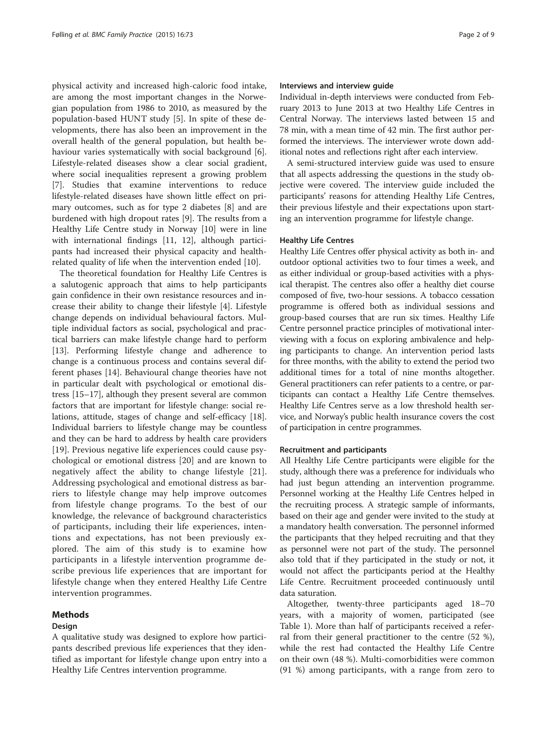physical activity and increased high-caloric food intake, are among the most important changes in the Norwegian population from 1986 to 2010, as measured by the population-based HUNT study [5]. In spite of these developments, there has also been an improvement in the overall health of the general population, but health behaviour varies systematically with social background [6]. Lifestyle-related diseases show a clear social gradient, where social inequalities represent a growing problem [7]. Studies that examine interventions to reduce lifestyle-related diseases have shown little effect on primary outcomes, such as for type 2 diabetes [8] and are burdened with high dropout rates [9]. The results from a Healthy Life Centre study in Norway [10] were in line with international findings [11, 12], although participants had increased their physical capacity and health-related quality of life when the intervention ended [10].

The theoretical foundation for Healthy Life Centres is a salutogenic approach that aims to help participants gain confidence in their own resistance resources and increase their ability to change their lifestyle [4]. Lifestyle change depends on individual behavioural factors. Multiple individual factors as social, psychological and practical barriers can make lifestyle change hard to perform [13]. Performing lifestyle change and adherence to change is a continuous process and contains several different phases [14]. Behavioural change theories have not in particular dealt with psychological or emotional distress [15–17], although they present several are common factors that are important for lifestyle change: social relations, attitude, stages of change and self-efficacy [18]. Individual barriers to lifestyle change may be countless and they can be hard to address by health care providers [19]. Previous negative life experiences could cause psychological or emotional distress [20] and are known to negatively affect the ability to change lifestyle [21]. Addressing psychological and emotional distress as barriers to lifestyle change may help improve outcomes from lifestyle change programs. To the best of our knowledge, the relevance of background characteristics of participants, including their life experiences, intentions and expectations, has not been previously explored. The aim of this study is to examine how participants in a lifestyle intervention programme describe previous life experiences that are important for lifestyle change when they entered Healthy Life Centre intervention programmes.

## Methods

### Design

A qualitative study was designed to explore how participants described previous life experiences that they identified as important for lifestyle change upon entry into a Healthy Life Centres intervention programme.

### Interviews and interview guide

Individual in-depth interviews were conducted from February 2013 to June 2013 at two Healthy Life Centres in Central Norway. The interviews lasted between 15 and 78 min, with a mean time of 42 min. The first author performed the interviews. The interviewer wrote down additional notes and reflections right after each interview.

A semi-structured interview guide was used to ensure that all aspects addressing the questions in the study objective were covered. The interview guide included the participants' reasons for attending Healthy Life Centres, their previous lifestyle and their expectations upon starting an intervention programme for lifestyle change.

### Healthy Life Centres

Healthy Life Centres offer physical activity as both in- and outdoor optional activities two to four times a week, and as either individual or group-based activities with a physical therapist. The centres also offer a healthy diet course composed of five, two-hour sessions. A tobacco cessation programme is offered both as individual sessions and group-based courses that are run six times. Healthy Life Centre personnel practice principles of motivational interviewing with a focus on exploring ambivalence and helping participants to change. An intervention period lasts for three months, with the ability to extend the period two additional times for a total of nine months altogether. General practitioners can refer patients to a centre, or participants can contact a Healthy Life Centre themselves. Healthy Life Centres serve as a low threshold health service, and Norway's public health insurance covers the cost of participation in centre programmes.

### Recruitment and participants

All Healthy Life Centre participants were eligible for the study, although there was a preference for individuals who had just begun attending an intervention programme. Personnel working at the Healthy Life Centres helped in the recruiting process. A strategic sample of informants, based on their age and gender were invited to the study at a mandatory health conversation. The personnel informed the participants that they helped recruiting and that they as personnel were not part of the study. The personnel also told that if they participated in the study or not, it would not affect the participants period at the Healthy Life Centre. Recruitment proceeded continuously until data saturation.

Altogether, twenty-three participants aged 18–70 years, with a majority of women, participated (see Table 1). More than half of participants received a referral from their general practitioner to the centre (52 %), while the rest had contacted the Healthy Life Centre on their own (48 %). Multi-comorbidities were common (91 %) among participants, with a range from zero to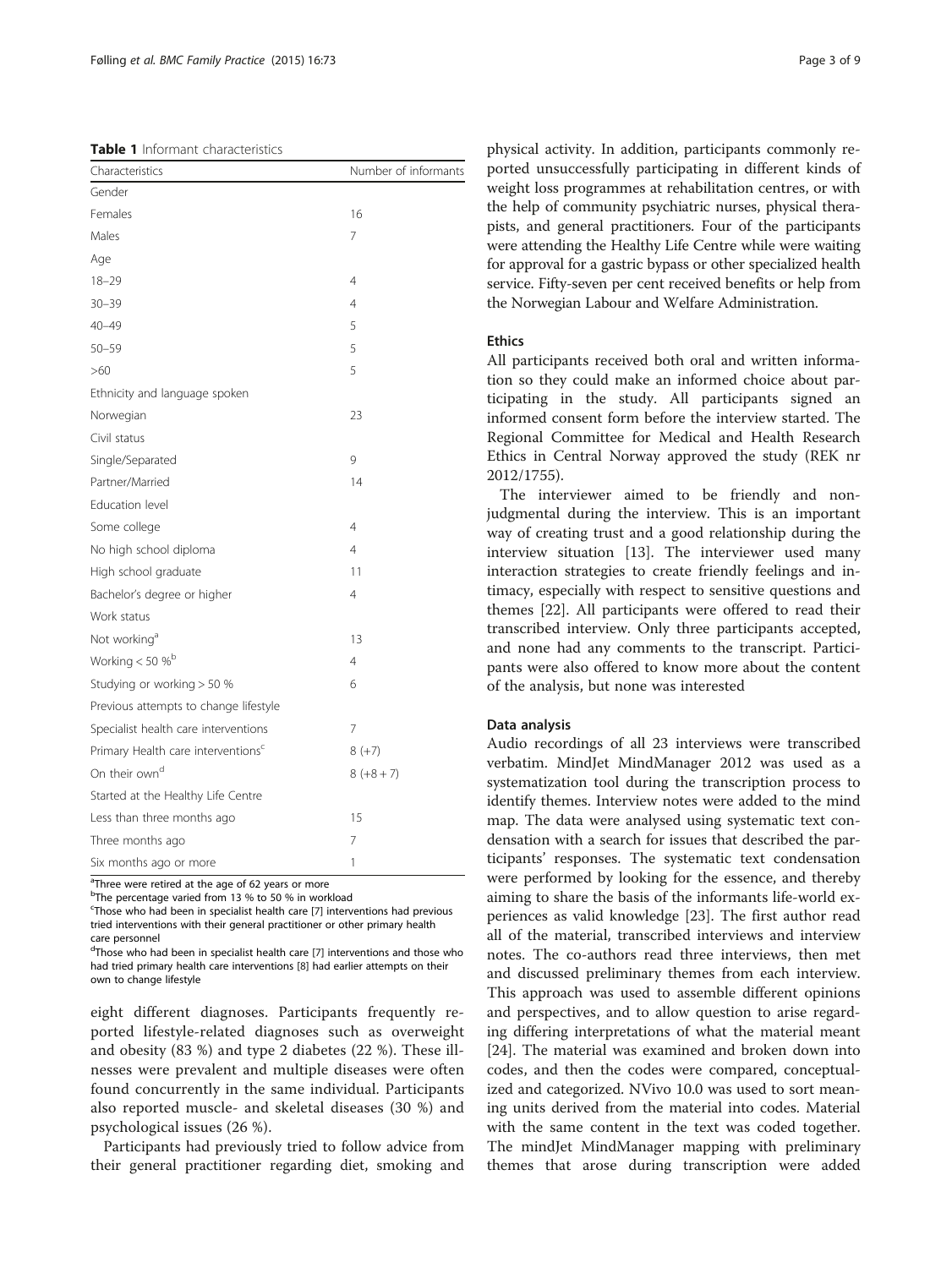**Table 1** Informant characteristics

| Characteristics | Number of informants |
|---|---|
| Gender | |
| Females | 16 |
| Males | 7 |
| Age | |
| 18–29 | 4 |
| 30–39 | 4 |
| 40–49 | 5 |
| 50–59 | 5 |
| >60 | 5 |
| Ethnicity and language spoken | |
| Norwegian | 23 |
| Civil status | |
| Single/Separated | 9 |
| Partner/Married | 14 |
| Education level | |
| Some college | 4 |
| No high school diploma | 4 |
| High school graduate | 11 |
| Bachelor's degree or higher | 4 |
| Work status | |
| Not working[a] | 13 |
| Working < 50 %[b] | 4 |
| Studying or working > 50 % | 6 |
| Previous attempts to change lifestyle | |
| Specialist health care interventions | 7 |
| Primary Health care interventions[c] | 8 (+7) |
| On their own[d] | 8 (+8 + 7) |
| Started at the Healthy Life Centre | |
| Less than three months ago | 15 |
| Three months ago | 7 |
| Six months ago or more | 1 |

[a]Three were retired at the age of 62 years or more
[b]The percentage varied from 13 % to 50 % in workload
[c]Those who had been in specialist health care [7] interventions had previous tried interventions with their general practitioner or other primary health care personnel
[d]Those who had been in specialist health care [7] interventions and those who had tried primary health care interventions [8] had earlier attempts on their own to change lifestyle

eight different diagnoses. Participants frequently reported lifestyle-related diagnoses such as overweight and obesity (83 %) and type 2 diabetes (22 %). These illnesses were prevalent and multiple diseases were often found concurrently in the same individual. Participants also reported muscle- and skeletal diseases (30 %) and psychological issues (26 %).

Participants had previously tried to follow advice from their general practitioner regarding diet, smoking and physical activity. In addition, participants commonly reported unsuccessfully participating in different kinds of weight loss programmes at rehabilitation centres, or with the help of community psychiatric nurses, physical therapists, and general practitioners. Four of the participants were attending the Healthy Life Centre while were waiting for approval for a gastric bypass or other specialized health service. Fifty-seven per cent received benefits or help from the Norwegian Labour and Welfare Administration.

### Ethics

All participants received both oral and written information so they could make an informed choice about participating in the study. All participants signed an informed consent form before the interview started. The Regional Committee for Medical and Health Research Ethics in Central Norway approved the study (REK nr 2012/1755).

The interviewer aimed to be friendly and non-judgmental during the interview. This is an important way of creating trust and a good relationship during the interview situation [13]. The interviewer used many interaction strategies to create friendly feelings and intimacy, especially with respect to sensitive questions and themes [22]. All participants were offered to read their transcribed interview. Only three participants accepted, and none had any comments to the transcript. Participants were also offered to know more about the content of the analysis, but none was interested

### Data analysis

Audio recordings of all 23 interviews were transcribed verbatim. MindJet MindManager 2012 was used as a systematization tool during the transcription process to identify themes. Interview notes were added to the mind map. The data were analysed using systematic text condensation with a search for issues that described the participants' responses. The systematic text condensation were performed by looking for the essence, and thereby aiming to share the basis of the informants life-world experiences as valid knowledge [23]. The first author read all of the material, transcribed interviews and interview notes. The co-authors read three interviews, then met and discussed preliminary themes from each interview. This approach was used to assemble different opinions and perspectives, and to allow question to arise regarding differing interpretations of what the material meant [24]. The material was examined and broken down into codes, and then the codes were compared, conceptualized and categorized. NVivo 10.0 was used to sort meaning units derived from the material into codes. Material with the same content in the text was coded together. The mindJet MindManager mapping with preliminary themes that arose during transcription were added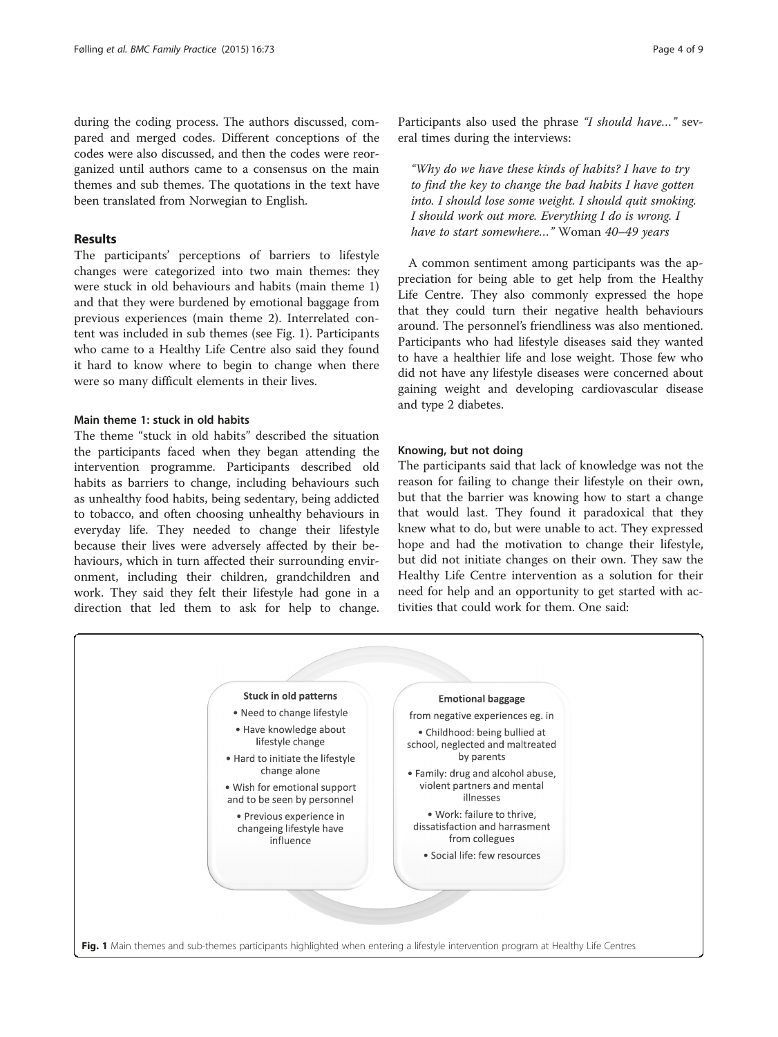during the coding process. The authors discussed, compared and merged codes. Different conceptions of the codes were also discussed, and then the codes were reorganized until authors came to a consensus on the main themes and sub themes. The quotations in the text have been translated from Norwegian to English.

## Results

The participants' perceptions of barriers to lifestyle changes were categorized into two main themes: they were stuck in old behaviours and habits (main theme 1) and that they were burdened by emotional baggage from previous experiences (main theme 2). Interrelated content was included in sub themes (see Fig. 1). Participants who came to a Healthy Life Centre also said they found it hard to know where to begin to change when there were so many difficult elements in their lives.

### Main theme 1: stuck in old habits

The theme "stuck in old habits" described the situation the participants faced when they began attending the intervention programme. Participants described old habits as barriers to change, including behaviours such as unhealthy food habits, being sedentary, being addicted to tobacco, and often choosing unhealthy behaviours in everyday life. They needed to change their lifestyle because their lives were adversely affected by their behaviours, which in turn affected their surrounding environment, including their children, grandchildren and work. They said they felt their lifestyle had gone in a direction that led them to ask for help to change. Participants also used the phrase *"I should have…"* several times during the interviews:

> *"Why do we have these kinds of habits? I have to try to find the key to change the bad habits I have gotten into. I should lose some weight. I should quit smoking. I should work out more. Everything I do is wrong. I have to start somewhere…"* Woman *40–49 years*

A common sentiment among participants was the appreciation for being able to get help from the Healthy Life Centre. They also commonly expressed the hope that they could turn their negative health behaviours around. The personnel's friendliness was also mentioned. Participants who had lifestyle diseases said they wanted to have a healthier life and lose weight. Those few who did not have any lifestyle diseases were concerned about gaining weight and developing cardiovascular disease and type 2 diabetes.

### Knowing, but not doing

The participants said that lack of knowledge was not the reason for failing to change their lifestyle on their own, but that the barrier was knowing how to start a change that would last. They found it paradoxical that they knew what to do, but were unable to act. They expressed hope and had the motivation to change their lifestyle, but did not initiate changes on their own. They saw the Healthy Life Centre intervention as a solution for their need for help and an opportunity to get started with activities that could work for them. One said:

**Stuck in old patterns**
- Need to change lifestyle
- Have knowledge about lifestyle change
- Hard to initiate the lifestyle change alone
- Wish for emotional support and to be seen by personnel
- Previous experience in changeing lifestyle have influence

**Emotional baggage**
from negative experiences eg. in
- Childhood: being bullied at school, neglected and maltreated by parents
- Family: drug and alcohol abuse, violent partners and mental illnesses
- Work: failure to thrive, dissatisfaction and harrasment from collegues
- Social life: few resources

**Fig. 1** Main themes and sub-themes participants highlighted when entering a lifestyle intervention program at Healthy Life Centres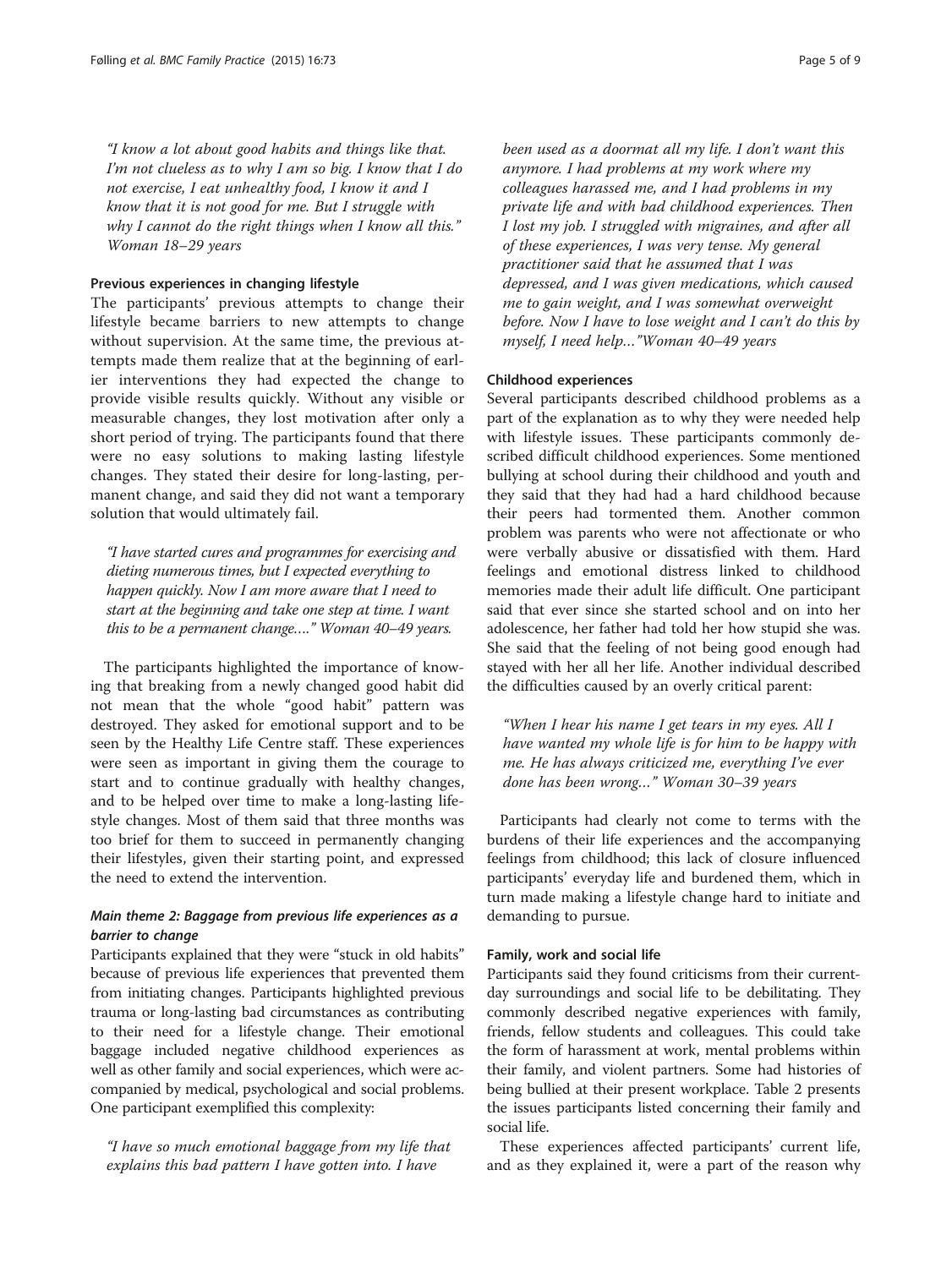"I know a lot about good habits and things like that. I'm not clueless as to why I am so big. I know that I do not exercise, I eat unhealthy food, I know it and I know that it is not good for me. But I struggle with why I cannot do the right things when I know all this." Woman 18–29 years

#### Previous experiences in changing lifestyle

The participants' previous attempts to change their lifestyle became barriers to new attempts to change without supervision. At the same time, the previous attempts made them realize that at the beginning of earlier interventions they had expected the change to provide visible results quickly. Without any visible or measurable changes, they lost motivation after only a short period of trying. The participants found that there were no easy solutions to making lasting lifestyle changes. They stated their desire for long-lasting, permanent change, and said they did not want a temporary solution that would ultimately fail.

*"I have started cures and programmes for exercising and dieting numerous times, but I expected everything to happen quickly. Now I am more aware that I need to start at the beginning and take one step at time. I want this to be a permanent change…." Woman 40–49 years.*

The participants highlighted the importance of knowing that breaking from a newly changed good habit did not mean that the whole "good habit" pattern was destroyed. They asked for emotional support and to be seen by the Healthy Life Centre staff. These experiences were seen as important in giving them the courage to start and to continue gradually with healthy changes, and to be helped over time to make a long-lasting lifestyle changes. Most of them said that three months was too brief for them to succeed in permanently changing their lifestyles, given their starting point, and expressed the need to extend the intervention.

### *Main theme 2: Baggage from previous life experiences as a barrier to change*

Participants explained that they were "stuck in old habits" because of previous life experiences that prevented them from initiating changes. Participants highlighted previous trauma or long-lasting bad circumstances as contributing to their need for a lifestyle change. Their emotional baggage included negative childhood experiences as well as other family and social experiences, which were accompanied by medical, psychological and social problems. One participant exemplified this complexity:

*"I have so much emotional baggage from my life that explains this bad pattern I have gotten into. I have been used as a doormat all my life. I don't want this anymore. I had problems at my work where my colleagues harassed me, and I had problems in my private life and with bad childhood experiences. Then I lost my job. I struggled with migraines, and after all of these experiences, I was very tense. My general practitioner said that he assumed that I was depressed, and I was given medications, which caused me to gain weight, and I was somewhat overweight before. Now I have to lose weight and I can't do this by myself, I need help…"Woman 40–49 years*

#### Childhood experiences

Several participants described childhood problems as a part of the explanation as to why they were needed help with lifestyle issues. These participants commonly described difficult childhood experiences. Some mentioned bullying at school during their childhood and youth and they said that they had had a hard childhood because their peers had tormented them. Another common problem was parents who were not affectionate or who were verbally abusive or dissatisfied with them. Hard feelings and emotional distress linked to childhood memories made their adult life difficult. One participant said that ever since she started school and on into her adolescence, her father had told her how stupid she was. She said that the feeling of not being good enough had stayed with her all her life. Another individual described the difficulties caused by an overly critical parent:

*"When I hear his name I get tears in my eyes. All I have wanted my whole life is for him to be happy with me. He has always criticized me, everything I've ever done has been wrong…" Woman 30–39 years*

Participants had clearly not come to terms with the burdens of their life experiences and the accompanying feelings from childhood; this lack of closure influenced participants' everyday life and burdened them, which in turn made making a lifestyle change hard to initiate and demanding to pursue.

#### Family, work and social life

Participants said they found criticisms from their current-day surroundings and social life to be debilitating. They commonly described negative experiences with family, friends, fellow students and colleagues. This could take the form of harassment at work, mental problems within their family, and violent partners. Some had histories of being bullied at their present workplace. Table 2 presents the issues participants listed concerning their family and social life.

These experiences affected participants' current life, and as they explained it, were a part of the reason why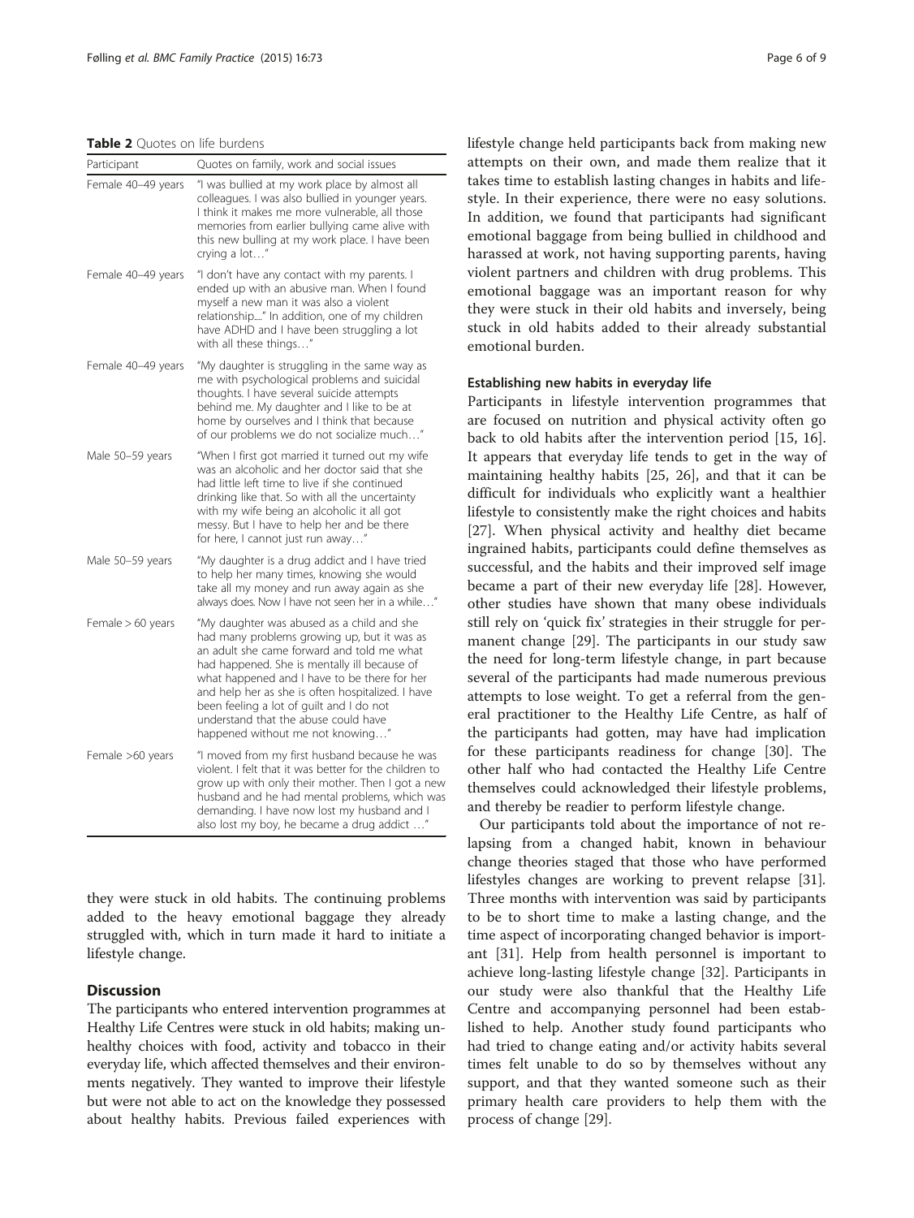**Table 2** Quotes on life burdens

| Participant | Quotes on family, work and social issues |
| --- | --- |
| Female 40–49 years | "I was bullied at my work place by almost all colleagues. I was also bullied in younger years. I think it makes me more vulnerable, all those memories from earlier bullying came alive with this new bulling at my work place. I have been crying a lot…" |
| Female 40–49 years | "I don't have any contact with my parents. I ended up with an abusive man. When I found myself a new man it was also a violent relationship...." In addition, one of my children have ADHD and I have been struggling a lot with all these things…" |
| Female 40–49 years | "My daughter is struggling in the same way as me with psychological problems and suicidal thoughts. I have several suicide attempts behind me. My daughter and I like to be at home by ourselves and I think that because of our problems we do not socialize much…" |
| Male 50–59 years | "When I first got married it turned out my wife was an alcoholic and her doctor said that she had little left time to live if she continued drinking like that. So with all the uncertainty with my wife being an alcoholic it all got messy. But I have to help her and be there for here, I cannot just run away…" |
| Male 50–59 years | "My daughter is a drug addict and I have tried to help her many times, knowing she would take all my money and run away again as she always does. Now I have not seen her in a while…" |
| Female > 60 years | "My daughter was abused as a child and she had many problems growing up, but it was as an adult she came forward and told me what had happened. She is mentally ill because of what happened and I have to be there for her and help her as she is often hospitalized. I have been feeling a lot of guilt and I do not understand that the abuse could have happened without me not knowing…" |
| Female >60 years | "I moved from my first husband because he was violent. I felt that it was better for the children to grow up with only their mother. Then I got a new husband and he had mental problems, which was demanding. I have now lost my husband and I also lost my boy, he became a drug addict …" |

they were stuck in old habits. The continuing problems added to the heavy emotional baggage they already struggled with, which in turn made it hard to initiate a lifestyle change.

## Discussion

The participants who entered intervention programmes at Healthy Life Centres were stuck in old habits; making unhealthy choices with food, activity and tobacco in their everyday life, which affected themselves and their environments negatively. They wanted to improve their lifestyle but were not able to act on the knowledge they possessed about healthy habits. Previous failed experiences with lifestyle change held participants back from making new attempts on their own, and made them realize that it takes time to establish lasting changes in habits and lifestyle. In their experience, there were no easy solutions. In addition, we found that participants had significant emotional baggage from being bullied in childhood and harassed at work, not having supporting parents, having violent partners and children with drug problems. This emotional baggage was an important reason for why they were stuck in their old habits and inversely, being stuck in old habits added to their already substantial emotional burden.

### Establishing new habits in everyday life

Participants in lifestyle intervention programmes that are focused on nutrition and physical activity often go back to old habits after the intervention period [15, 16]. It appears that everyday life tends to get in the way of maintaining healthy habits [25, 26], and that it can be difficult for individuals who explicitly want a healthier lifestyle to consistently make the right choices and habits [27]. When physical activity and healthy diet became ingrained habits, participants could define themselves as successful, and the habits and their improved self image became a part of their new everyday life [28]. However, other studies have shown that many obese individuals still rely on 'quick fix' strategies in their struggle for permanent change [29]. The participants in our study saw the need for long-term lifestyle change, in part because several of the participants had made numerous previous attempts to lose weight. To get a referral from the general practitioner to the Healthy Life Centre, as half of the participants had gotten, may have had implication for these participants readiness for change [30]. The other half who had contacted the Healthy Life Centre themselves could acknowledged their lifestyle problems, and thereby be readier to perform lifestyle change.

Our participants told about the importance of not relapsing from a changed habit, known in behaviour change theories staged that those who have performed lifestyles changes are working to prevent relapse [31]. Three months with intervention was said by participants to be to short time to make a lasting change, and the time aspect of incorporating changed behavior is important [31]. Help from health personnel is important to achieve long-lasting lifestyle change [32]. Participants in our study were also thankful that the Healthy Life Centre and accompanying personnel had been established to help. Another study found participants who had tried to change eating and/or activity habits several times felt unable to do so by themselves without any support, and that they wanted someone such as their primary health care providers to help them with the process of change [29].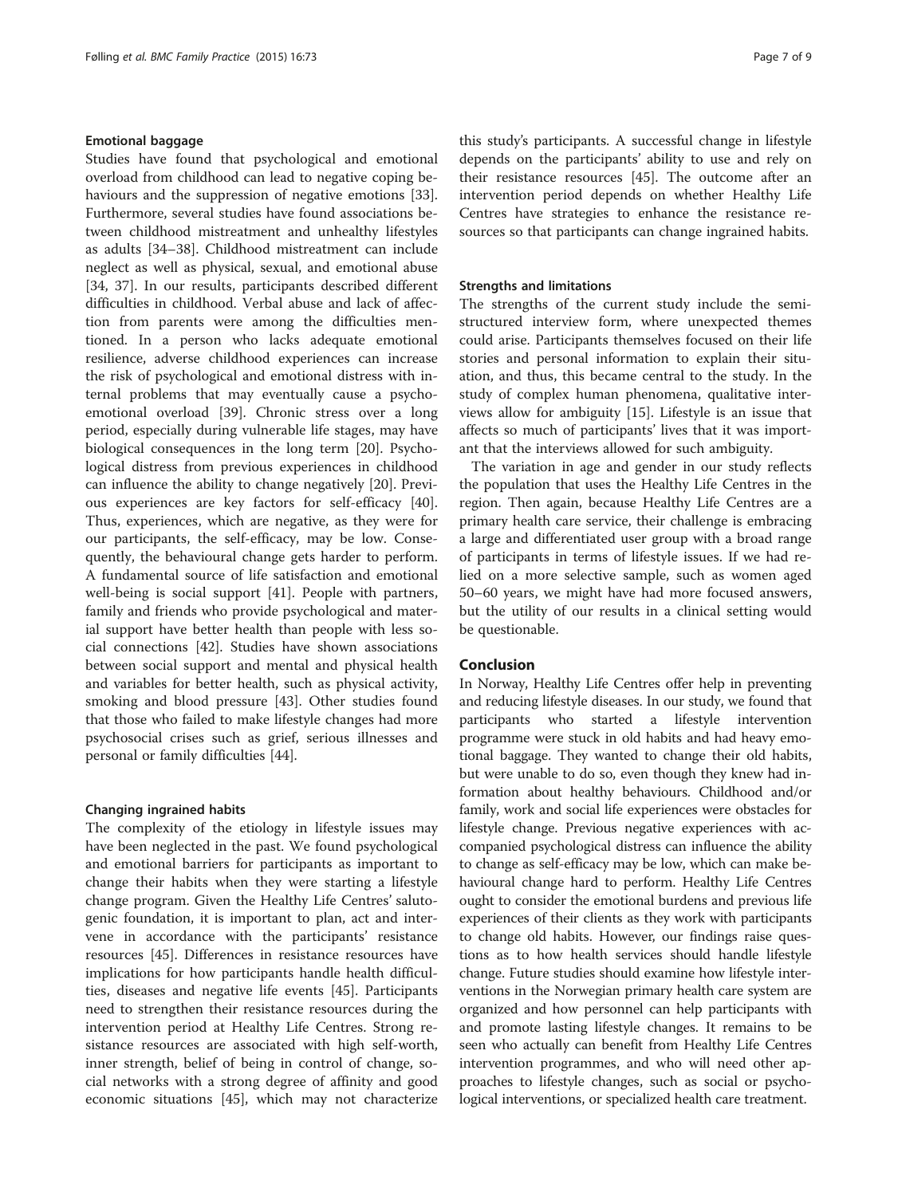### Emotional baggage

Studies have found that psychological and emotional overload from childhood can lead to negative coping behaviours and the suppression of negative emotions [33]. Furthermore, several studies have found associations between childhood mistreatment and unhealthy lifestyles as adults [34–38]. Childhood mistreatment can include neglect as well as physical, sexual, and emotional abuse [34, 37]. In our results, participants described different difficulties in childhood. Verbal abuse and lack of affection from parents were among the difficulties mentioned. In a person who lacks adequate emotional resilience, adverse childhood experiences can increase the risk of psychological and emotional distress with internal problems that may eventually cause a psycho-emotional overload [39]. Chronic stress over a long period, especially during vulnerable life stages, may have biological consequences in the long term [20]. Psychological distress from previous experiences in childhood can influence the ability to change negatively [20]. Previous experiences are key factors for self-efficacy [40]. Thus, experiences, which are negative, as they were for our participants, the self-efficacy, may be low. Consequently, the behavioural change gets harder to perform. A fundamental source of life satisfaction and emotional well-being is social support [41]. People with partners, family and friends who provide psychological and material support have better health than people with less social connections [42]. Studies have shown associations between social support and mental and physical health and variables for better health, such as physical activity, smoking and blood pressure [43]. Other studies found that those who failed to make lifestyle changes had more psychosocial crises such as grief, serious illnesses and personal or family difficulties [44].

### Changing ingrained habits

The complexity of the etiology in lifestyle issues may have been neglected in the past. We found psychological and emotional barriers for participants as important to change their habits when they were starting a lifestyle change program. Given the Healthy Life Centres' salutogenic foundation, it is important to plan, act and intervene in accordance with the participants' resistance resources [45]. Differences in resistance resources have implications for how participants handle health difficulties, diseases and negative life events [45]. Participants need to strengthen their resistance resources during the intervention period at Healthy Life Centres. Strong resistance resources are associated with high self-worth, inner strength, belief of being in control of change, social networks with a strong degree of affinity and good economic situations [45], which may not characterize this study's participants. A successful change in lifestyle depends on the participants' ability to use and rely on their resistance resources [45]. The outcome after an intervention period depends on whether Healthy Life Centres have strategies to enhance the resistance resources so that participants can change ingrained habits.

### Strengths and limitations

The strengths of the current study include the semi-structured interview form, where unexpected themes could arise. Participants themselves focused on their life stories and personal information to explain their situation, and thus, this became central to the study. In the study of complex human phenomena, qualitative interviews allow for ambiguity [15]. Lifestyle is an issue that affects so much of participants' lives that it was important that the interviews allowed for such ambiguity.

The variation in age and gender in our study reflects the population that uses the Healthy Life Centres in the region. Then again, because Healthy Life Centres are a primary health care service, their challenge is embracing a large and differentiated user group with a broad range of participants in terms of lifestyle issues. If we had relied on a more selective sample, such as women aged 50–60 years, we might have had more focused answers, but the utility of our results in a clinical setting would be questionable.

## Conclusion

In Norway, Healthy Life Centres offer help in preventing and reducing lifestyle diseases. In our study, we found that participants who started a lifestyle intervention programme were stuck in old habits and had heavy emotional baggage. They wanted to change their old habits, but were unable to do so, even though they knew had information about healthy behaviours. Childhood and/or family, work and social life experiences were obstacles for lifestyle change. Previous negative experiences with accompanied psychological distress can influence the ability to change as self-efficacy may be low, which can make behavioural change hard to perform. Healthy Life Centres ought to consider the emotional burdens and previous life experiences of their clients as they work with participants to change old habits. However, our findings raise questions as to how health services should handle lifestyle change. Future studies should examine how lifestyle interventions in the Norwegian primary health care system are organized and how personnel can help participants with and promote lasting lifestyle changes. It remains to be seen who actually can benefit from Healthy Life Centres intervention programmes, and who will need other approaches to lifestyle changes, such as social or psychological interventions, or specialized health care treatment.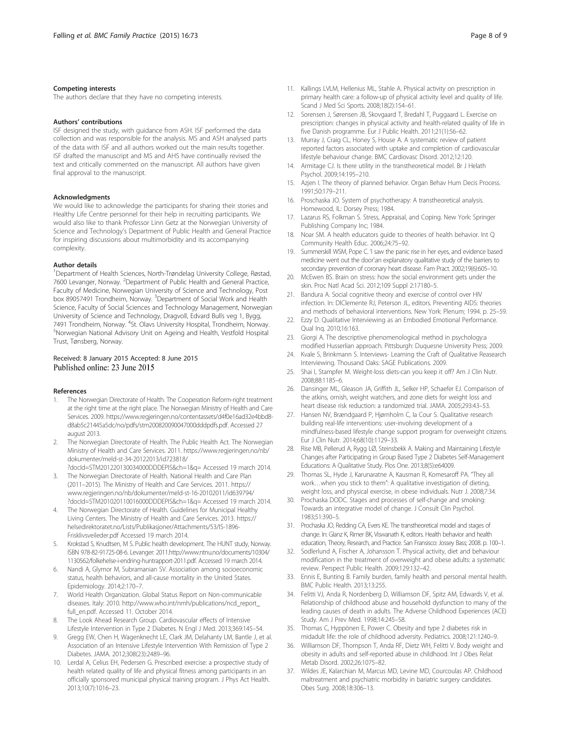### Competing interests

The authors declare that they have no competing interests.

### Authors' contributions

ISF designed the study, with guidance from ASH. ISF performed the data collection and was responsible for the analysis. MS and ASH analysed parts of the data with ISF and all authors worked out the main results together. ISF drafted the manuscript and MS and AHS have continually revised the text and critically commented on the manuscript. All authors have given final approval to the manuscript.

### Acknowledgments

We would like to acknowledge the participants for sharing their stories and Healthy Life Centre personnel for their help in recruiting participants. We would also like to thank Professor Linn Getz at the Norwegian University of Science and Technology's Department of Public Health and General Practice for inspiring discussions about multimorbidity and its accompanying complexity.

### Author details

[1]Department of Health Sciences, North-Trøndelag University College, Røstad, 7600 Levanger, Norway. [2]Department of Public Health and General Practice, Faculty of Medicine, Norwegian University of Science and Technology, Post box 89057491 Trondheim, Norway. [3]Department of Social Work and Health Science, Faculty of Social Sciences and Technology Management, Norwegian University of Science and Technology, Dragvoll, Edvard Bulls veg 1, Bygg, 7491 Trondheim, Norway. [4]St. Olavs University Hospital, Trondheim, Norway. [5]Norwegian National Advisory Unit on Ageing and Health, Vestfold Hospital Trust, Tønsberg, Norway.

Received: 8 January 2015 Accepted: 8 June 2015
Published online: 23 June 2015

### References

1. The Norwegian Directorate of Health. The Cooperation Reform-right treatment at the right time at the right place. The Norwegian Ministry of Health and Care Services. 2009. https://www.regjeringen.no/contentassets/d4f0e16ad32e4bbd8-d8ab5c21445a5dc/no/pdfs/stm200820090047000dddpdfs.pdf. Accessed 27 august 2013.
2. The Norwegian Directorate of Health. The Public Health Act. The Norwegian Ministry of Health and Care Services. 2011. https://www.regjeringen.no/nb/dokumenter/meld-st-34-20122013/id723818/?docId=STM201220130034000DDDEPIS&ch=1&q= Accessed 19 march 2014.
3. The Norwegian Directorate of Health. National Health and Care Plan (2011–2015). The Ministry of Health and Care Services. 2011. https://www.regjeringen.no/nb/dokumenter/meld-st-16-20102011/id639794/?docId=STM201020110016000DDDEPIS&ch=1&q= Accessed 19 march 2014.
4. The Norwegian Directorate of Health. Guidelines for Municipal Healthy Living Centers. The Ministry of Health and Care Services. 2013. https://helsedirektoratet.no/Lists/Publikasjoner/Attachments/53/IS-1896-Frisklivsveileder.pdf Accessed 19 march 2014.
5. Krokstad S, Knudtsen, M S. Public health development. The HUNT study, Norway. ISBN 978-82-91725-08-6. Levanger: 2011.http://www.ntnu.no/documents/10304/1130562/folkehelse-i-endring-huntrapport-2011.pdf. Accessed 19 march 2014.
6. Nandi A, Glymor M, Subramanian SV. Association among socioeconomic status, health behaviors, and all-cause mortality in the United States. Epidemiology. 2014;2:170–7.
7. World Health Organization. Global Status Report on Non-communicable diseases. Italy: 2010. http://www.who.int/nmh/publications/ncd_report_full_en.pdf. Accessed 11. October 2014.
8. The Look Ahead Research Group. Cardiovascular effects of Intensive Lifestyle Intervention in Type 2 Diabetes. N Engl J Med. 2013;369:145–54.
9. Gregg EW, Chen H, Wagenknecht LE, Clark JM, Delahanty LM, Bantle J, et al. Association of an Intensive Lifestyle Intervention With Remission of Type 2 Diabetes. JAMA. 2012;308(23):2489–96.
10. Lerdal A, Celius EH, Pedersen G. Prescribed exercise: a prospective study of health related quality of life and physical fitness among participants in an officially sponsored municipal physical training program. J Phys Act Health. 2013;10(7):1016–23.
11. Kallings LVLM, Hellenius ML, Stahle A. Physical activity on prescription in primary health care: a follow-up of physical activity level and quality of life. Scand J Med Sci Sports. 2008;18(2):154–61.
12. Sorensen J, Sørensen JB, Skovgaard T, Bredahl T, Puggaard L. Exercise on prescription: changes in physical activity and health-related quality of life in five Danish programme. Eur J Public Health. 2011;21(1):56–62.
13. Murray J, Craig CL, Honey S, House A. A systematic review of patient reported factors associated with uptake and completion of cardiovascular lifestyle behaviour change. BMC Cardiovasc Disord. 2012;12:120.
14. Armitage CJ. Is there utility in the transtheoretical model. Br J Helath Psychol. 2009;14:195–210.
15. Azjen I. The theory of planned behavior. Organ Behav Hum Decis Process. 1991;50:179–211.
16. Proschaska JO. System of psychotherapy: A transtheoretical analysis. Homewood, IL: Dorsey Press; 1984.
17. Lazarus RS, Folkman S. Stress, Appraisal, and Coping. New York: Springer Publishing Company Inc; 1984.
18. Noar SM. A health educators guide to theories of health behavior. Int Q Community Health Educ. 2006;24:75–92.
19. Summerskill WSM, Pope C. 'I saw the panic rise in her eyes, and evidence based medicine went out the door':an explanatory qualitative study of the barriers to secondary prevention of coronary heart disease. Fam Pract. 2002;19(6):605–10.
20. McEwen BS. Brain on stress: how the social environment gets under the skin. Proc Natl Acad Sci. 2012;109 Suppl 2:17180–5.
21. Bandura A. Social cognitive theory and exercise of control over HIV infection. In: DIClemente RJ, Peterson JL, editors. Preventing AIDS: theories and methods of behavioral interventions. New York: Plenum; 1994. p. 25–59.
22. Ezzy D. Qualitative Interviewing as an Embodied Emotional Performance. Qual Inq. 2010;16:163.
23. Giorgi A. The descriptive phenomenological method in psychology:a modified Husserlian approach. Pittsburgh: Duquesne University Press; 2009.
24. Kvale S, Brinkmann S. Interviews- Learning the Craft of Qualitative Reasearch Interviewing. Thousand Oaks: SAGE Publications. 2009.
25. Shai I, Stampfer M. Weight-loss diets-can you keep it off? Am J Clin Nutr. 2008;88:1185–6.
26. Dansinger ML, Gleason JA, Griffith JL, Selker HP, Schaefer EJ. Comparison of the atkins, ornish, weight watchers, and zone diets for weight loss and heart disease risk reduction: a randomized trial. JAMA. 2005;293:43–53.
27. Hansen NV, Brændgaard P, Hjørnholm C, la Cour S. Qualitative research building real-life interventions: user-involving development of a mindfulness-based lifestyle change support program for overweight citizens. Eur J Clin Nutr. 2014;68(10):1129–33.
28. Rise MB, Pellerud A, Rygg LØ, Steinsbekk A. Making and Maintaining Lifestyle Changes after Participating in Group Based Type 2 Diabetes Self-Management Educations: A Qualitative Study. Plos One. 2013;8(5):e64009.
29. Thomas SL, Hyde J, Karunaratne A, Kausman R, Komesaroff PA. "They all work…when you stick to them": A qualitative investigation of dieting, weight loss, and physical exercise, in obese individuals. Nutr J. 2008;7:34.
30. Prochaska DODC. Stages and processes of self-change and smoking: Towards an integrative model of change. J Consult Clin Psychol. 1983;51:390–5.
31. Prochaska JO, Redding CA, Evers KE. The transtheoretical model and stages of change. In: Glanz K, Rimer BK, Viswanath K, editors. Health behavior and health education, Theory, Research, and Practice. San Fransisco: Jossey Bass; 2008. p. 100–1.
32. Sodlerlund A, Fischer A, Johansson T. Physical activity, diet and behaviour modification in the treatment of overweight and obese adults: a systematic review. Perspect Public Health. 2009;129:132–42.
33. Ennis E, Bunting B. Family burden, family health and personal mental health. BMC Public Health. 2013;13:255.
34. Felitti VJ, Anda R, Nordenberg D, Williamson DF, Spitz AM, Edwards V, et al. Relationship of childhood abuse and household dysfunction to many of the leading causes of death in adults. The Adverse Childhood Experiences (ACE) Study. Am J Prev Med. 1998;14:245–58.
35. Thomas C, Hyppönen E, Power C. Obesity and type 2 diabetes risk in midadult life: the role of childhood adversity. Pediatrics. 2008;121:1240–9.
36. Williamson DF, Thompson T, Anda RF, Dietz WH, Felitti V. Body weight and obesity in adults and self-reported abuse in childhood. Int J Obes Relat Metab Disord. 2002;26:1075–82.
37. Wildes JE, Kalarchian M, Marcus MD, Levine MD, Courcoulas AP. Childhood maltreatment and psychiatric morbidity in bariatric surgery candidates. Obes Surg. 2008;18:306–13.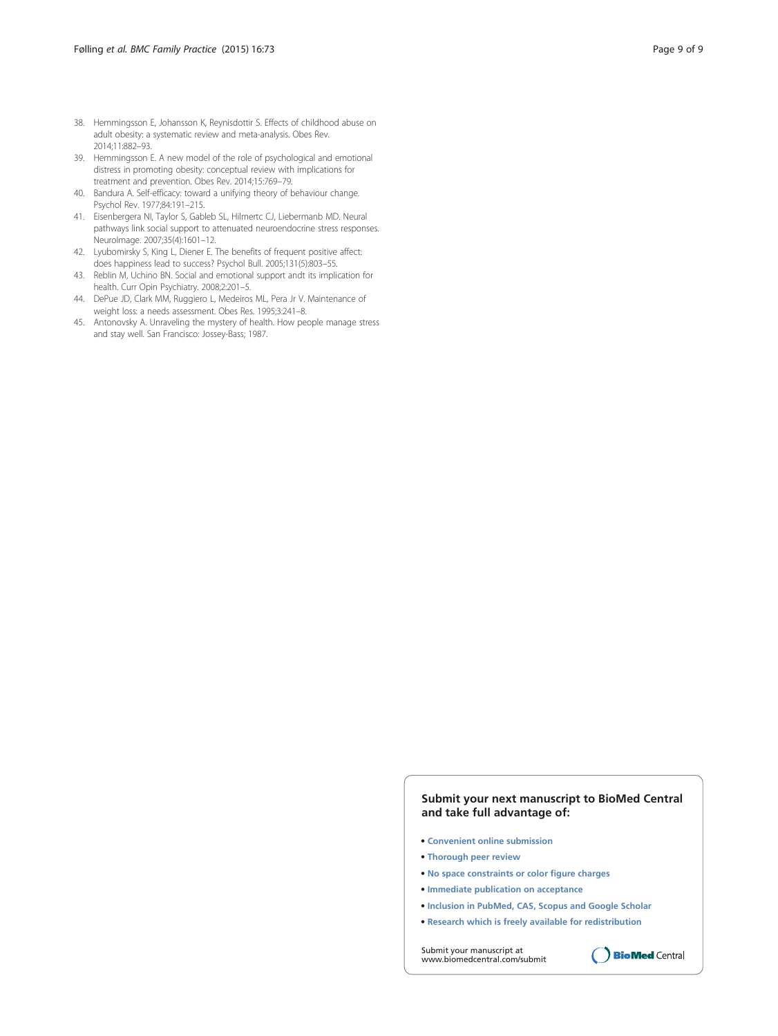38. Hemmingsson E, Johansson K, Reynisdottir S. Effects of childhood abuse on adult obesity: a systematic review and meta-analysis. Obes Rev. 2014;11:882–93.
39. Hemmingsson E. A new model of the role of psychological and emotional distress in promoting obesity: conceptual review with implications for treatment and prevention. Obes Rev. 2014;15:769–79.
40. Bandura A. Self-efficacy: toward a unifying theory of behaviour change. Psychol Rev. 1977;84:191–215.
41. Eisenbergera NI, Taylor S, Gableb SL, Hilmertc CJ, Liebermanb MD. Neural pathways link social support to attenuated neuroendocrine stress responses. NeuroImage. 2007;35(4):1601–12.
42. Lyubomirsky S, King L, Diener E. The benefits of frequent positive affect: does happiness lead to success? Psychol Bull. 2005;131(5):803–55.
43. Reblin M, Uchino BN. Social and emotional support andt its implication for health. Curr Opin Psychiatry. 2008;2:201–5.
44. DePue JD, Clark MM, Ruggiero L, Medeiros ML, Pera Jr V. Maintenance of weight loss: a needs assessment. Obes Res. 1995;3:241–8.
45. Antonovsky A. Unraveling the mystery of health. How people manage stress and stay well. San Francisco: Jossey-Bass; 1987.

**Submit your next manuscript to BioMed Central and take full advantage of:**

- **Convenient online submission**
- **Thorough peer review**
- **No space constraints or color figure charges**
- **Immediate publication on acceptance**
- **Inclusion in PubMed, CAS, Scopus and Google Scholar**
- **Research which is freely available for redistribution**

Submit your manuscript at www.biomedcentral.com/submit

BioMed Central